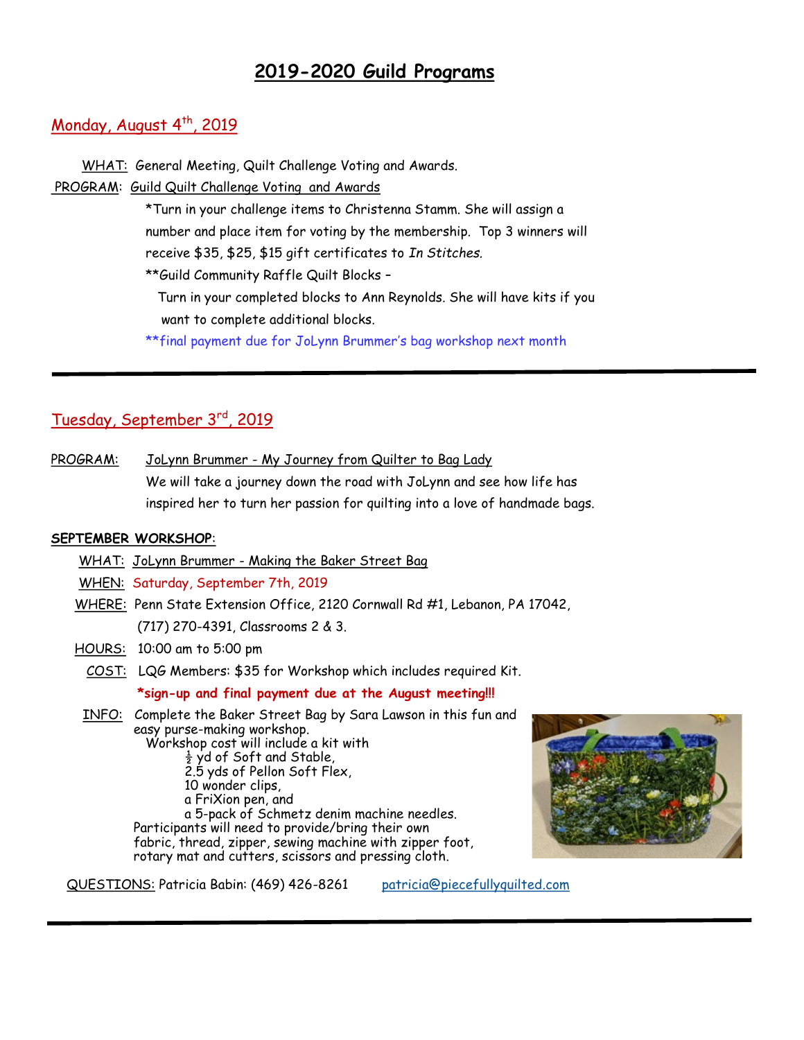# 2019-2020 Guild Programs

## Monday, August 4th, 2019

WHAT: General Meeting, Quilt Challenge Voting and Awards.

PROGRAM: Guild Quilt Challenge Voting and Awards

*Turn in your challenge items to Christenna Stamm. She will assign a number and place item for voting by the membership. Top 3 winners will receive $35, $25, $15 gift certificates to *In Stitches.*

**Guild Community Raffle Quilt Blocks –

Turn in your completed blocks to Ann Reynolds. She will have kits if you want to complete additional blocks.

**final payment due for JoLynn Brummer's bag workshop next month

---

## Tuesday, September 3rd, 2019

PROGRAM: JoLynn Brummer - My Journey from Quilter to Bag Lady

We will take a journey down the road with JoLynn and see how life has inspired her to turn her passion for quilting into a love of handmade bags.

**SEPTEMBER WORKSHOP**:

WHAT: JoLynn Brummer - Making the Baker Street Bag

WHEN: Saturday, September 7th, 2019

WHERE: Penn State Extension Office, 2120 Cornwall Rd #1, Lebanon, PA 17042, (717) 270-4391, Classrooms 2 & 3.

HOURS: 10:00 am to 5:00 pm

COST: LQG Members: $35 for Workshop which includes required Kit.

**\*sign-up and final payment due at the August meeting!!!**

INFO: Complete the Baker Street Bag by Sara Lawson in this fun and easy purse-making workshop.

Workshop cost will include a kit with

- ½ yd of Soft and Stable,
- 2.5 yds of Pellon Soft Flex,
- 10 wonder clips,
- a FriXion pen, and
- a 5-pack of Schmetz denim machine needles.

Participants will need to provide/bring their own fabric, thread, zipper, sewing machine with zipper foot, rotary mat and cutters, scissors and pressing cloth.

QUESTIONS: Patricia Babin: (469) 426-8261 patricia@piecefullyquilted.com

---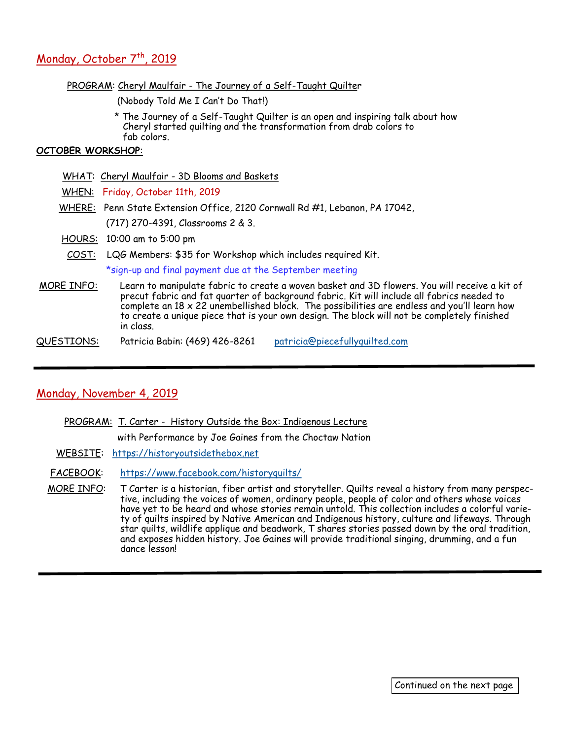## Monday, October 7th, 2019

PROGRAM: Cheryl Maulfair - The Journey of a Self-Taught Quilter

(Nobody Told Me I Can't Do That!)

* The Journey of a Self-Taught Quilter is an open and inspiring talk about how Cheryl started quilting and the transformation from drab colors to fab colors.

**OCTOBER WORKSHOP**:

WHAT: Cheryl Maulfair - 3D Blooms and Baskets

WHEN: Friday, October 11th, 2019

WHERE: Penn State Extension Office, 2120 Cornwall Rd #1, Lebanon, PA 17042, (717) 270-4391, Classrooms 2 & 3.

HOURS: 10:00 am to 5:00 pm

COST: LQG Members: $35 for Workshop which includes required Kit.

*sign-up and final payment due at the September meeting

MORE INFO: Learn to manipulate fabric to create a woven basket and 3D flowers. You will receive a kit of precut fabric and fat quarter of background fabric. Kit will include all fabrics needed to complete an 18 x 22 unembellished block. The possibilities are endless and you'll learn how to create a unique piece that is your own design. The block will not be completely finished in class.

QUESTIONS: Patricia Babin: (469) 426-8261 patricia@piecefullyquilted.com

---

## Monday, November 4, 2019

PROGRAM: T. Carter - History Outside the Box: Indigenous Lecture

with Performance by Joe Gaines from the Choctaw Nation

WEBSITE: https://historyoutsidethebox.net

FACEBOOK: https://www.facebook.com/historyquilts/

MORE INFO: T Carter is a historian, fiber artist and storyteller. Quilts reveal a history from many perspective, including the voices of women, ordinary people, people of color and others whose voices have yet to be heard and whose stories remain untold. This collection includes a colorful variety of quilts inspired by Native American and Indigenous history, culture and lifeways. Through star quilts, wildlife applique and beadwork, T shares stories passed down by the oral tradition, and exposes hidden history. Joe Gaines will provide traditional singing, drumming, and a fun dance lesson!

---

Continued on the next page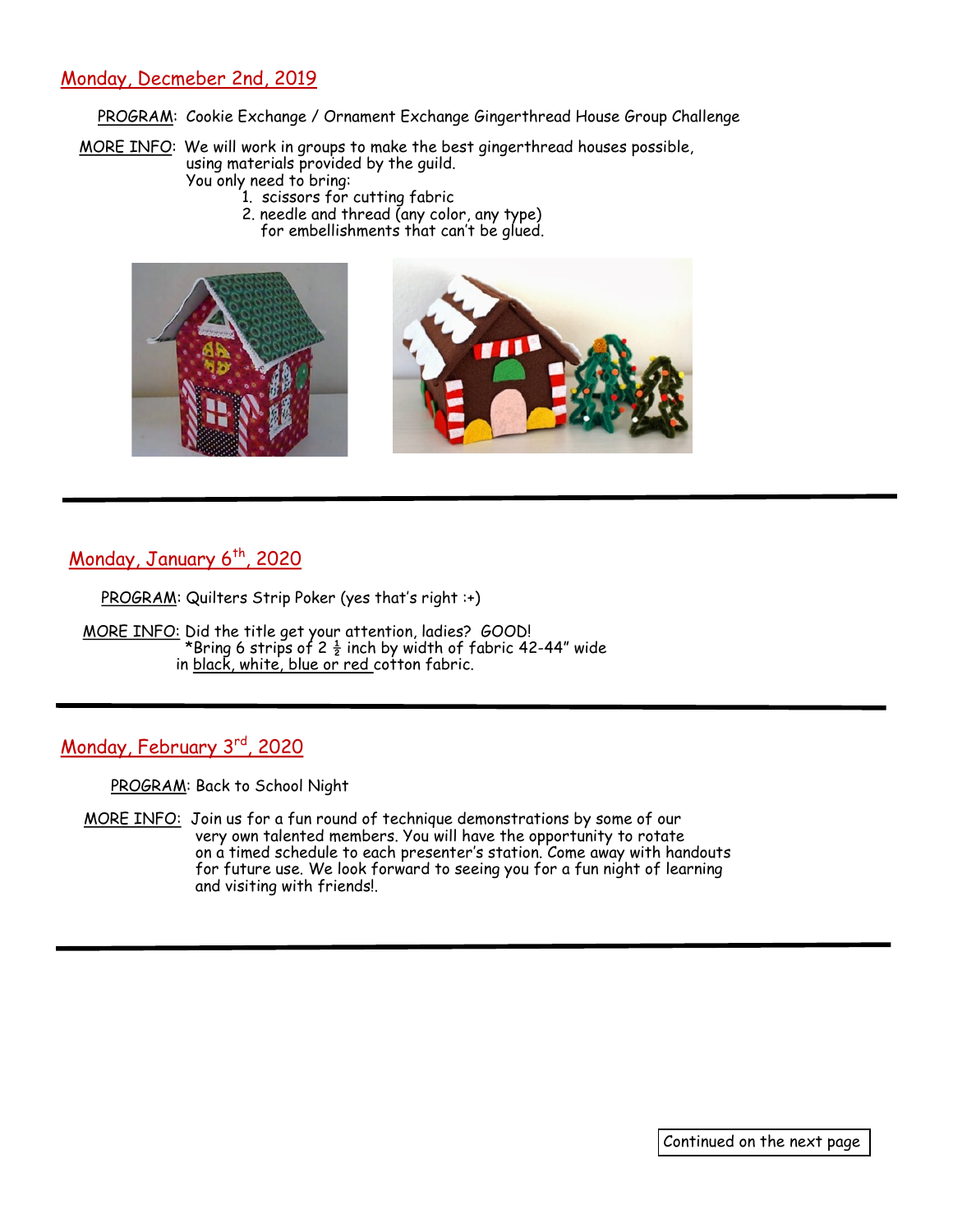## Monday, Decmeber 2nd, 2019

PROGRAM: Cookie Exchange / Ornament Exchange Gingerthread House Group Challenge

MORE INFO: We will work in groups to make the best gingerthread houses possible, using materials provided by the guild.
You only need to bring:

1. scissors for cutting fabric
2. needle and thread (any color, any type) for embellishments that can't be glued.

---

## Monday, January 6th, 2020

PROGRAM: Quilters Strip Poker (yes that's right :+)

MORE INFO: Did the title get your attention, ladies? GOOD!
*Bring 6 strips of 2 ½ inch by width of fabric 42-44" wide in black, white, blue or red cotton fabric.

---

## Monday, February 3rd, 2020

PROGRAM: Back to School Night

MORE INFO: Join us for a fun round of technique demonstrations by some of our very own talented members. You will have the opportunity to rotate on a timed schedule to each presenter's station. Come away with handouts for future use. We look forward to seeing you for a fun night of learning and visiting with friends!.

---

Continued on the next page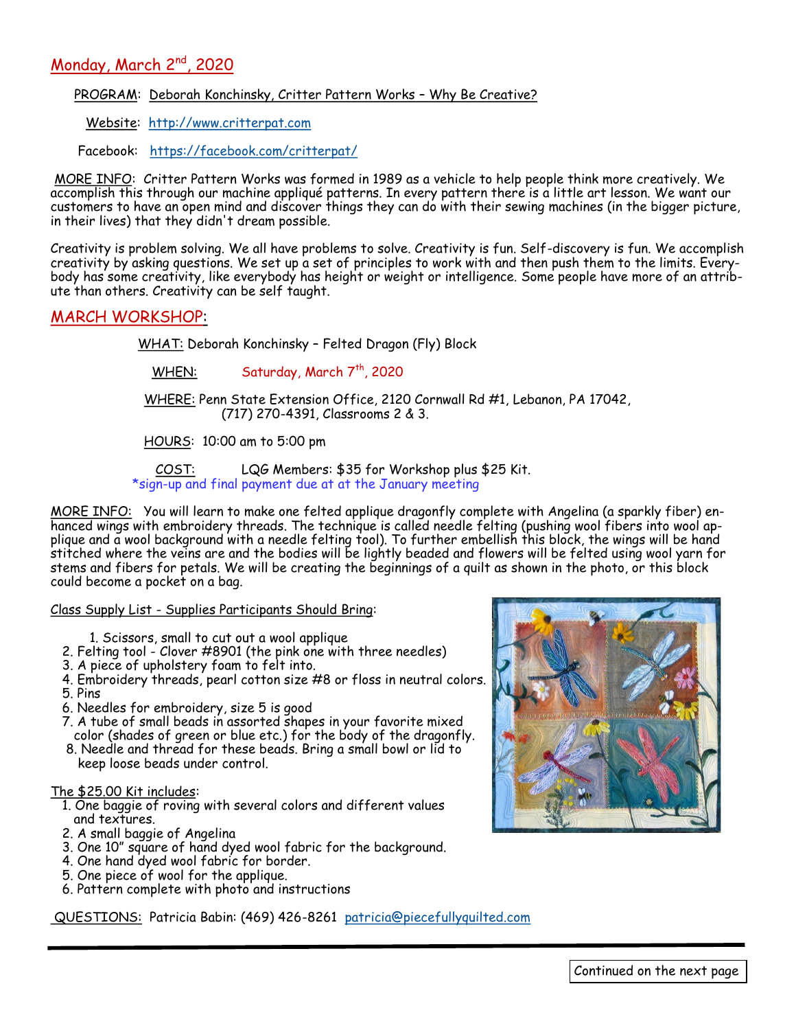## Monday, March 2nd, 2020

PROGRAM: Deborah Konchinsky, Critter Pattern Works – Why Be Creative?

Website: http://www.critterpat.com

Facebook: https://facebook.com/critterpat/

MORE INFO: Critter Pattern Works was formed in 1989 as a vehicle to help people think more creatively. We accomplish this through our machine appliqué patterns. In every pattern there is a little art lesson. We want our customers to have an open mind and discover things they can do with their sewing machines (in the bigger picture, in their lives) that they didn't dream possible.

Creativity is problem solving. We all have problems to solve. Creativity is fun. Self-discovery is fun. We accomplish creativity by asking questions. We set up a set of principles to work with and then push them to the limits. Everybody has some creativity, like everybody has height or weight or intelligence. Some people have more of an attribute than others. Creativity can be self taught.

## MARCH WORKSHOP:

WHAT: Deborah Konchinsky – Felted Dragon (Fly) Block

WHEN: Saturday, March 7th, 2020

WHERE: Penn State Extension Office, 2120 Cornwall Rd #1, Lebanon, PA 17042, (717) 270-4391, Classrooms 2 & 3.

HOURS: 10:00 am to 5:00 pm

COST: LQG Members: $35 for Workshop plus $25 Kit.
*sign-up and final payment due at at the January meeting

MORE INFO: You will learn to make one felted applique dragonfly complete with Angelina (a sparkly fiber) enhanced wings with embroidery threads. The technique is called needle felting (pushing wool fibers into wool applique and a wool background with a needle felting tool). To further embellish this block, the wings will be hand stitched where the veins are and the bodies will be lightly beaded and flowers will be felted using wool yarn for stems and fibers for petals. We will be creating the beginnings of a quilt as shown in the photo, or this block could become a pocket on a bag.

Class Supply List - Supplies Participants Should Bring:

1. Scissors, small to cut out a wool applique
2. Felting tool - Clover #8901 (the pink one with three needles)
3. A piece of upholstery foam to felt into.
4. Embroidery threads, pearl cotton size #8 or floss in neutral colors.
5. Pins
6. Needles for embroidery, size 5 is good
7. A tube of small beads in assorted shapes in your favorite mixed color (shades of green or blue etc.) for the body of the dragonfly.
8. Needle and thread for these beads. Bring a small bowl or lid to keep loose beads under control.

The $25.00 Kit includes:

1. One baggie of roving with several colors and different values and textures.
2. A small baggie of Angelina
3. One 10" square of hand dyed wool fabric for the background.
4. One hand dyed wool fabric for border.
5. One piece of wool for the applique.
6. Pattern complete with photo and instructions

QUESTIONS: Patricia Babin: (469) 426-8261 patricia@piecefullyquilted.com

Continued on the next page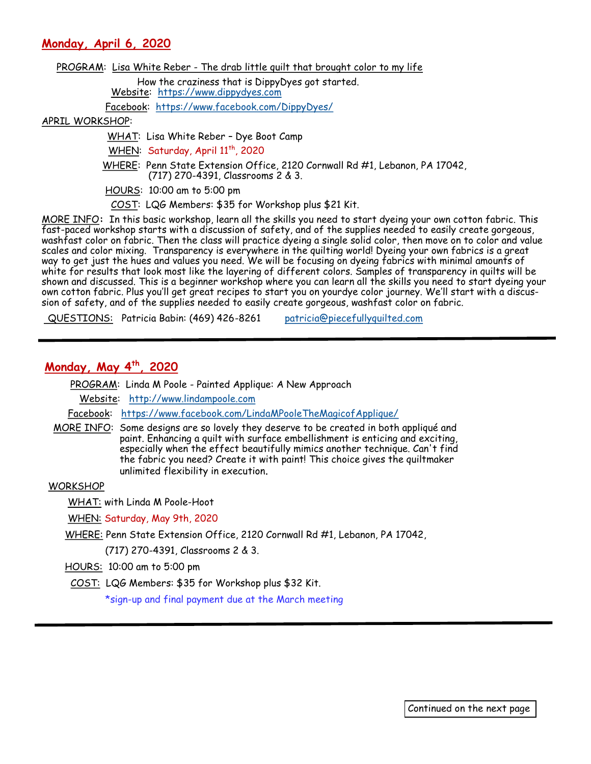## Monday, April 6, 2020

PROGRAM: Lisa White Reber - The drab little quilt that brought color to my life

How the craziness that is DippyDyes got started.

Website: https://www.dippydyes.com

Facebook: https://www.facebook.com/DippyDyes/

APRIL WORKSHOP:

WHAT: Lisa White Reber – Dye Boot Camp

WHEN: Saturday, April 11th, 2020

WHERE: Penn State Extension Office, 2120 Cornwall Rd #1, Lebanon, PA 17042, (717) 270-4391, Classrooms 2 & 3.

HOURS: 10:00 am to 5:00 pm

COST: LQG Members: $35 for Workshop plus $21 Kit.

MORE INFO: In this basic workshop, learn all the skills you need to start dyeing your own cotton fabric. This fast-paced workshop starts with a discussion of safety, and of the supplies needed to easily create gorgeous, washfast color on fabric. Then the class will practice dyeing a single solid color, then move on to color and value scales and color mixing. Transparency is everywhere in the quilting world! Dyeing your own fabrics is a great way to get just the hues and values you need. We will be focusing on dyeing fabrics with minimal amounts of white for results that look most like the layering of different colors. Samples of transparency in quilts will be shown and discussed. This is a beginner workshop where you can learn all the skills you need to start dyeing your own cotton fabric. Plus you'll get great recipes to start you on yourdye color journey. We'll start with a discussion of safety, and of the supplies needed to easily create gorgeous, washfast color on fabric.

QUESTIONS: Patricia Babin: (469) 426-8261 patricia@piecefullyquilted.com

---

## Monday, May 4th, 2020

PROGRAM: Linda M Poole - Painted Applique: A New Approach

Website: http://www.lindampoole.com

Facebook: https://www.facebook.com/LindaMPooleTheMagicofApplique/

MORE INFO: Some designs are so lovely they deserve to be created in both appliqué and paint. Enhancing a quilt with surface embellishment is enticing and exciting, especially when the effect beautifully mimics another technique. Can't find the fabric you need? Create it with paint! This choice gives the quiltmaker unlimited flexibility in execution.

WORKSHOP

WHAT: with Linda M Poole-Hoot

WHEN: Saturday, May 9th, 2020

WHERE: Penn State Extension Office, 2120 Cornwall Rd #1, Lebanon, PA 17042,

(717) 270-4391, Classrooms 2 & 3.

HOURS: 10:00 am to 5:00 pm

COST: LQG Members: $35 for Workshop plus $32 Kit.

*sign-up and final payment due at the March meeting

---

Continued on the next page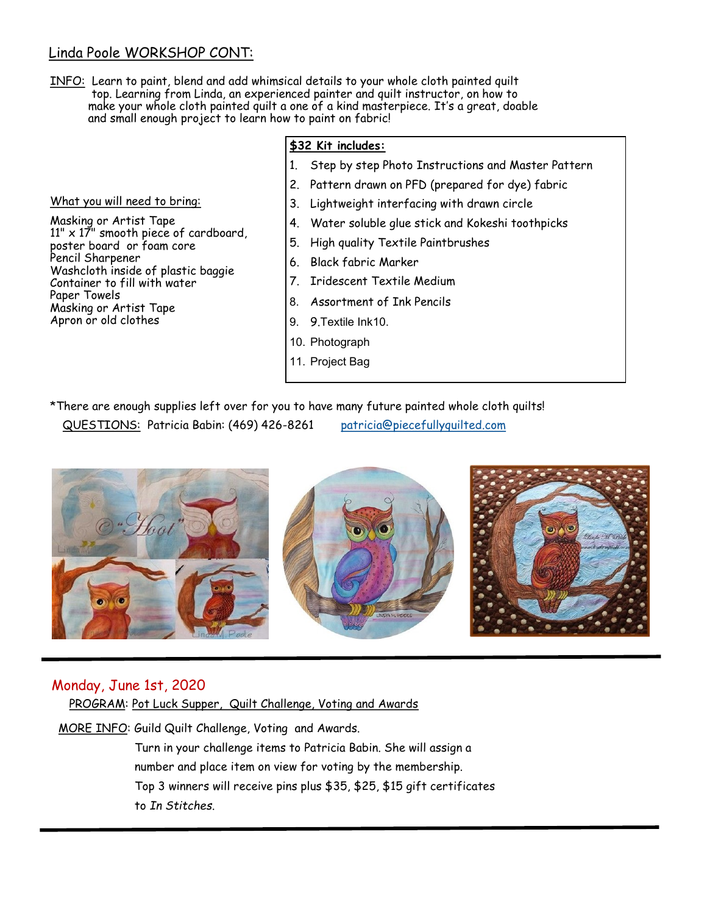## Linda Poole WORKSHOP CONT:

INFO: Learn to paint, blend and add whimsical details to your whole cloth painted quilt top. Learning from Linda, an experienced painter and quilt instructor, on how to make your whole cloth painted quilt a one of a kind masterpiece. It's a great, doable and small enough project to learn how to paint on fabric!

What you will need to bring:

Masking or Artist Tape
11" x 17" smooth piece of cardboard, poster board or foam core
Pencil Sharpener
Washcloth inside of plastic baggie
Container to fill with water
Paper Towels
Masking or Artist Tape
Apron or old clothes

**$32 Kit includes:**

1. Step by step Photo Instructions and Master Pattern
2. Pattern drawn on PFD (prepared for dye) fabric
3. Lightweight interfacing with drawn circle
4. Water soluble glue stick and Kokeshi toothpicks
5. High quality Textile Paintbrushes
6. Black fabric Marker
7. Iridescent Textile Medium
8. Assortment of Ink Pencils
9. 9.Textile Ink10.
10. Photograph
11. Project Bag

*There are enough supplies left over for you to have many future painted whole cloth quilts!

QUESTIONS: Patricia Babin: (469) 426-8261 patricia@piecefullyquilted.com

## Monday, June 1st, 2020

PROGRAM: Pot Luck Supper, Quilt Challenge, Voting and Awards

MORE INFO: Guild Quilt Challenge, Voting and Awards.
Turn in your challenge items to Patricia Babin. She will assign a number and place item on view for voting by the membership.
Top 3 winners will receive pins plus $35, $25, $15 gift certificates to *In Stitches*.